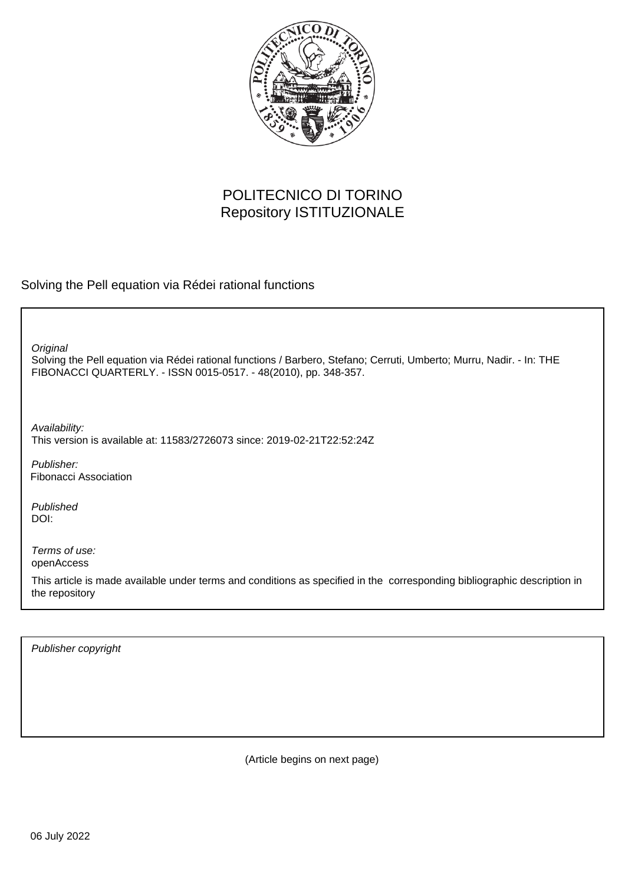POLITECNICO DI TORINO
Repository ISTITUZIONALE

Solving the Pell equation via Rédei rational functions

*Original*
Solving the Pell equation via Rédei rational functions / Barbero, Stefano; Cerruti, Umberto; Murru, Nadir. - In: THE FIBONACCI QUARTERLY. - ISSN 0015-0517. - 48(2010), pp. 348-357.

*Availability:*
This version is available at: 11583/2726073 since: 2019-02-21T22:52:24Z

*Publisher:*
Fibonacci Association

*Published*
DOI:

*Terms of use:*
openAccess

This article is made available under terms and conditions as specified in the corresponding bibliographic description in the repository

*Publisher copyright*

(Article begins on next page)

06 July 2022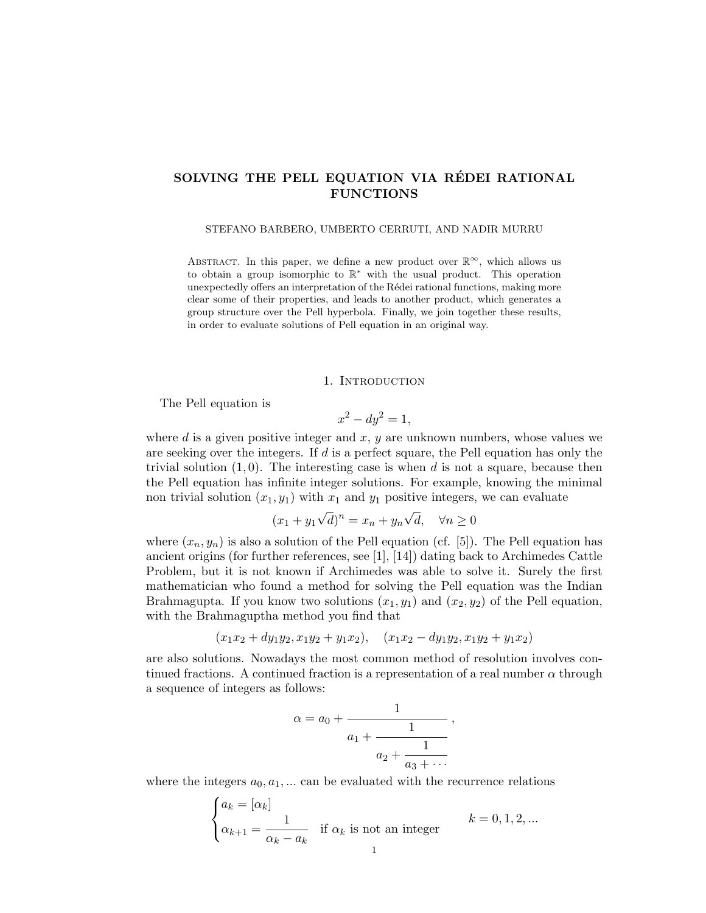# SOLVING THE PELL EQUATION VIA RÉDEI RATIONAL FUNCTIONS

STEFANO BARBERO, UMBERTO CERRUTI, AND NADIR MURRU

Abstract. In this paper, we define a new product over $\mathbb{R}^\infty$, which allows us to obtain a group isomorphic to $\mathbb{R}^*$ with the usual product. This operation unexpectedly offers an interpretation of the Rédei rational functions, making more clear some of their properties, and leads to another product, which generates a group structure over the Pell hyperbola. Finally, we join together these results, in order to evaluate solutions of Pell equation in an original way.

## 1. Introduction

The Pell equation is

$$x^2 - dy^2 = 1,$$

where $d$ is a given positive integer and $x$, $y$ are unknown numbers, whose values we are seeking over the integers. If $d$ is a perfect square, the Pell equation has only the trivial solution $(1, 0)$. The interesting case is when $d$ is not a square, because then the Pell equation has infinite integer solutions. For example, knowing the minimal non trivial solution $(x_1, y_1)$ with $x_1$ and $y_1$ positive integers, we can evaluate

$$(x_1 + y_1\sqrt{d})^n = x_n + y_n\sqrt{d}, \quad \forall n \geq 0$$

where $(x_n, y_n)$ is also a solution of the Pell equation (cf. [5]). The Pell equation has ancient origins (for further references, see [1], [14]) dating back to Archimedes Cattle Problem, but it is not known if Archimedes was able to solve it. Surely the first mathematician who found a method for solving the Pell equation was the Indian Brahmagupta. If you know two solutions $(x_1, y_1)$ and $(x_2, y_2)$ of the Pell equation, with the Brahmaguptha method you find that

$$(x_1x_2 + dy_1y_2, x_1y_2 + y_1x_2), \quad (x_1x_2 - dy_1y_2, x_1y_2 + y_1x_2)$$

are also solutions. Nowadays the most common method of resolution involves continued fractions. A continued fraction is a representation of a real number $\alpha$ through a sequence of integers as follows:

$$\alpha = a_0 + \cfrac{1}{a_1 + \cfrac{1}{a_2 + \cfrac{1}{a_3 + \cdots}}},$$

where the integers $a_0, a_1, ...$ can be evaluated with the recurrence relations

$$\begin{cases} a_k = [\alpha_k] \\ \alpha_{k+1} = \dfrac{1}{\alpha_k - a_k} \quad \text{if } \alpha_k \text{ is not an integer} \end{cases} \qquad k = 0, 1, 2, ...$$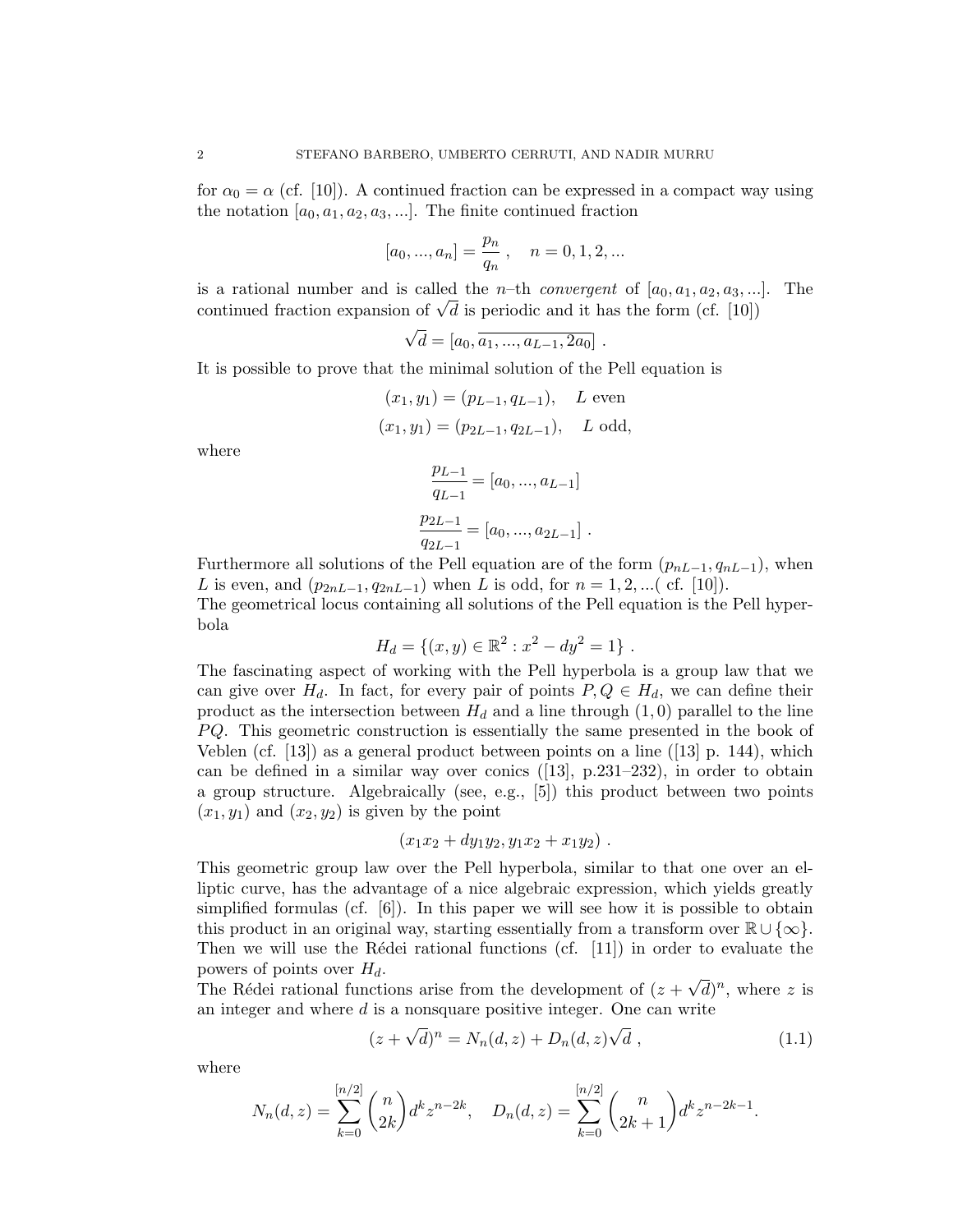for $\alpha_0 = \alpha$ (cf. [10]). A continued fraction can be expressed in a compact way using the notation $[a_0, a_1, a_2, a_3, ...]$. The finite continued fraction

$$[a_0, ..., a_n] = \frac{p_n}{q_n}, \quad n = 0, 1, 2, ...$$

is a rational number and is called the $n$–th *convergent* of $[a_0, a_1, a_2, a_3, ...]$. The continued fraction expansion of $\sqrt{d}$ is periodic and it has the form (cf. [10])

$$\sqrt{d} = [a_0, \overline{a_1, ..., a_{L-1}, 2a_0}] .$$

It is possible to prove that the minimal solution of the Pell equation is

$$(x_1, y_1) = (p_{L-1}, q_{L-1}), \quad L \text{ even}$$

$$(x_1, y_1) = (p_{2L-1}, q_{2L-1}), \quad L \text{ odd},$$

where

$$\frac{p_{L-1}}{q_{L-1}} = [a_0, ..., a_{L-1}]$$

$$\frac{p_{2L-1}}{q_{2L-1}} = [a_0, ..., a_{2L-1}] .$$

Furthermore all solutions of the Pell equation are of the form $(p_{nL-1}, q_{nL-1})$, when $L$ is even, and $(p_{2nL-1}, q_{2nL-1})$ when $L$ is odd, for $n = 1, 2, ...$( cf. [10]).
The geometrical locus containing all solutions of the Pell equation is the Pell hyperbola

$$H_d = \{(x, y) \in \mathbb{R}^2 : x^2 - dy^2 = 1\} .$$

The fascinating aspect of working with the Pell hyperbola is a group law that we can give over $H_d$. In fact, for every pair of points $P, Q \in H_d$, we can define their product as the intersection between $H_d$ and a line through $(1, 0)$ parallel to the line $PQ$. This geometric construction is essentially the same presented in the book of Veblen (cf. [13]) as a general product between points on a line ([13] p. 144), which can be defined in a similar way over conics ([13], p.231–232), in order to obtain a group structure. Algebraically (see, e.g., [5]) this product between two points $(x_1, y_1)$ and $(x_2, y_2)$ is given by the point

$$(x_1x_2 + dy_1y_2, y_1x_2 + x_1y_2) .$$

This geometric group law over the Pell hyperbola, similar to that one over an elliptic curve, has the advantage of a nice algebraic expression, which yields greatly simplified formulas (cf. [6]). In this paper we will see how it is possible to obtain this product in an original way, starting essentially from a transform over $\mathbb{R} \cup \{\infty\}$. Then we will use the Rédei rational functions (cf. [11]) in order to evaluate the powers of points over $H_d$.
The Rédei rational functions arise from the development of $(z + \sqrt{d})^n$, where $z$ is an integer and where $d$ is a nonsquare positive integer. One can write

$$(z + \sqrt{d})^n = N_n(d, z) + D_n(d, z)\sqrt{d} , \tag{1.1}$$

where

$$N_n(d, z) = \sum_{k=0}^{[n/2]} \binom{n}{2k} d^k z^{n-2k}, \quad D_n(d, z) = \sum_{k=0}^{[n/2]} \binom{n}{2k+1} d^k z^{n-2k-1}.$$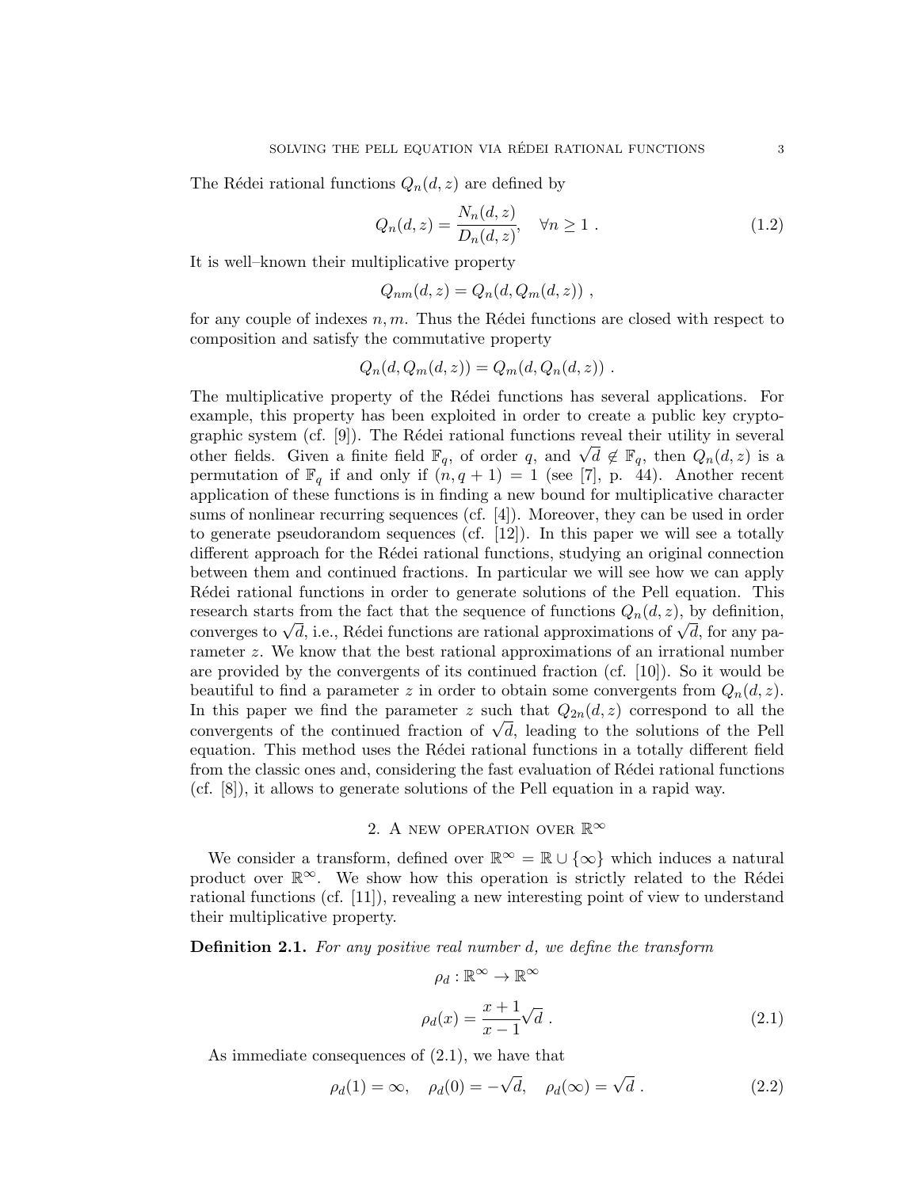The Rédei rational functions $Q_n(d, z)$ are defined by

$$Q_n(d, z) = \frac{N_n(d, z)}{D_n(d, z)}, \quad \forall n \geq 1 \ . \tag{1.2}$$

It is well–known their multiplicative property

$$Q_{nm}(d, z) = Q_n(d, Q_m(d, z)) \ ,$$

for any couple of indexes $n, m$. Thus the Rédei functions are closed with respect to composition and satisfy the commutative property

$$Q_n(d, Q_m(d, z)) = Q_m(d, Q_n(d, z)) \ .$$

The multiplicative property of the Rédei functions has several applications. For example, this property has been exploited in order to create a public key cryptographic system (cf. [9]). The Rédei rational functions reveal their utility in several other fields. Given a finite field $\mathbb{F}_q$, of order $q$, and $\sqrt{d} \notin \mathbb{F}_q$, then $Q_n(d, z)$ is a permutation of $\mathbb{F}_q$ if and only if $(n, q + 1) = 1$ (see [7], p. 44). Another recent application of these functions is in finding a new bound for multiplicative character sums of nonlinear recurring sequences (cf. [4]). Moreover, they can be used in order to generate pseudorandom sequences (cf. [12]). In this paper we will see a totally different approach for the Rédei rational functions, studying an original connection between them and continued fractions. In particular we will see how we can apply Rédei rational functions in order to generate solutions of the Pell equation. This research starts from the fact that the sequence of functions $Q_n(d, z)$, by definition, converges to $\sqrt{d}$, i.e., Rédei functions are rational approximations of $\sqrt{d}$, for any parameter $z$. We know that the best rational approximations of an irrational number are provided by the convergents of its continued fraction (cf. [10]). So it would be beautiful to find a parameter $z$ in order to obtain some convergents from $Q_n(d, z)$. In this paper we find the parameter $z$ such that $Q_{2n}(d, z)$ correspond to all the convergents of the continued fraction of $\sqrt{d}$, leading to the solutions of the Pell equation. This method uses the Rédei rational functions in a totally different field from the classic ones and, considering the fast evaluation of Rédei rational functions (cf. [8]), it allows to generate solutions of the Pell equation in a rapid way.

## 2. A new operation over $\mathbb{R}^\infty$

We consider a transform, defined over $\mathbb{R}^\infty = \mathbb{R} \cup \{\infty\}$ which induces a natural product over $\mathbb{R}^\infty$. We show how this operation is strictly related to the Rédei rational functions (cf. [11]), revealing a new interesting point of view to understand their multiplicative property.

**Definition 2.1.** *For any positive real number $d$, we define the transform*

$$\rho_d : \mathbb{R}^\infty \to \mathbb{R}^\infty$$

$$\rho_d(x) = \frac{x + 1}{x - 1}\sqrt{d} \ . \tag{2.1}$$

As immediate consequences of (2.1), we have that

$$\rho_d(1) = \infty, \quad \rho_d(0) = -\sqrt{d}, \quad \rho_d(\infty) = \sqrt{d} \ . \tag{2.2}$$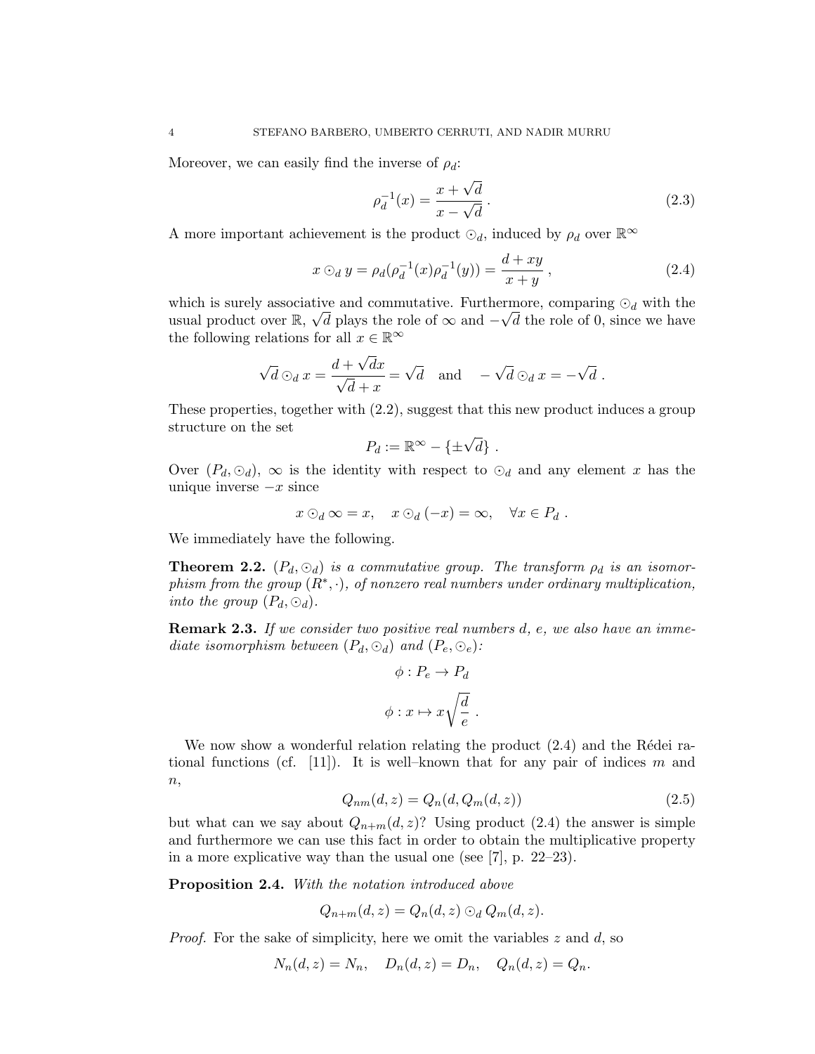Moreover, we can easily find the inverse of $\rho_d$:

$$\rho_d^{-1}(x) = \frac{x + \sqrt{d}}{x - \sqrt{d}} \,. \tag{2.3}$$

A more important achievement is the product $\odot_d$, induced by $\rho_d$ over $\mathbb{R}^\infty$

$$x \odot_d y = \rho_d(\rho_d^{-1}(x)\rho_d^{-1}(y)) = \frac{d + xy}{x + y} \,, \tag{2.4}$$

which is surely associative and commutative. Furthermore, comparing $\odot_d$ with the usual product over $\mathbb{R}$, $\sqrt{d}$ plays the role of $\infty$ and $-\sqrt{d}$ the role of 0, since we have the following relations for all $x \in \mathbb{R}^\infty$

$$\sqrt{d} \odot_d x = \frac{d + \sqrt{d}x}{\sqrt{d} + x} = \sqrt{d} \quad \text{and} \quad -\sqrt{d} \odot_d x = -\sqrt{d} \,.$$

These properties, together with (2.2), suggest that this new product induces a group structure on the set

$$P_d := \mathbb{R}^\infty - \{\pm\sqrt{d}\} \,.$$

Over $(P_d, \odot_d)$, $\infty$ is the identity with respect to $\odot_d$ and any element $x$ has the unique inverse $-x$ since

$$x \odot_d \infty = x, \quad x \odot_d (-x) = \infty, \quad \forall x \in P_d \,.$$

We immediately have the following.

**Theorem 2.2.** *$(P_d, \odot_d)$ is a commutative group. The transform $\rho_d$ is an isomorphism from the group $(R^*, \cdot)$, of nonzero real numbers under ordinary multiplication, into the group $(P_d, \odot_d)$.*

**Remark 2.3.** *If we consider two positive real numbers $d$, $e$, we also have an immediate isomorphism between $(P_d, \odot_d)$ and $(P_e, \odot_e)$:*

$$\phi : P_e \to P_d$$

$$\phi : x \mapsto x\sqrt{\frac{d}{e}} \,.$$

We now show a wonderful relation relating the product (2.4) and the Rédei rational functions (cf. [11]). It is well–known that for any pair of indices $m$ and $n$,

$$Q_{nm}(d, z) = Q_n(d, Q_m(d, z)) \tag{2.5}$$

but what can we say about $Q_{n+m}(d, z)$? Using product (2.4) the answer is simple and furthermore we can use this fact in order to obtain the multiplicative property in a more explicative way than the usual one (see [7], p. 22–23).

**Proposition 2.4.** *With the notation introduced above*

$$Q_{n+m}(d, z) = Q_n(d, z) \odot_d Q_m(d, z).$$

*Proof.* For the sake of simplicity, here we omit the variables $z$ and $d$, so

$$N_n(d, z) = N_n, \quad D_n(d, z) = D_n, \quad Q_n(d, z) = Q_n.$$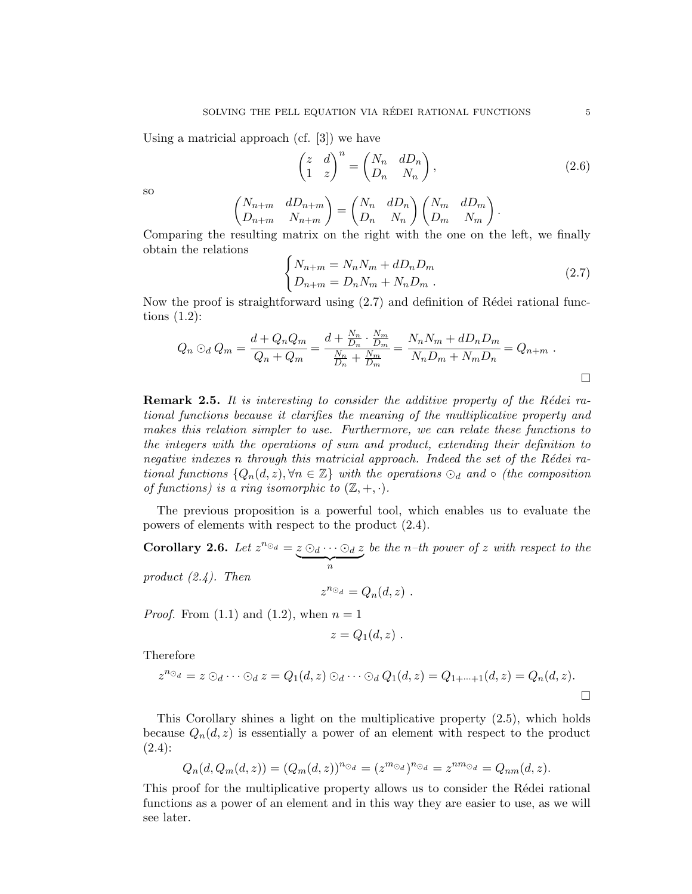Using a matricial approach (cf. [3]) we have

$$\begin{pmatrix} z & d \\ 1 & z \end{pmatrix}^n = \begin{pmatrix} N_n & dD_n \\ D_n & N_n \end{pmatrix}, \tag{2.6}$$

so

$$\begin{pmatrix} N_{n+m} & dD_{n+m} \\ D_{n+m} & N_{n+m} \end{pmatrix} = \begin{pmatrix} N_n & dD_n \\ D_n & N_n \end{pmatrix} \begin{pmatrix} N_m & dD_m \\ D_m & N_m \end{pmatrix}.$$

Comparing the resulting matrix on the right with the one on the left, we finally obtain the relations

$$\begin{cases} N_{n+m} = N_n N_m + d D_n D_m \\ D_{n+m} = D_n N_m + N_n D_m \ . \end{cases} \tag{2.7}$$

Now the proof is straightforward using (2.7) and definition of Rédei rational functions (1.2):

$$Q_n \odot_d Q_m = \frac{d + Q_n Q_m}{Q_n + Q_m} = \frac{d + \frac{N_n}{D_n} \cdot \frac{N_m}{D_m}}{\frac{N_n}{D_n} + \frac{N_m}{D_m}} = \frac{N_n N_m + d D_n D_m}{N_n D_m + N_m D_n} = Q_{n+m} \ .$$

□

**Remark 2.5.** *It is interesting to consider the additive property of the Rédei rational functions because it clarifies the meaning of the multiplicative property and makes this relation simpler to use. Furthermore, we can relate these functions to the integers with the operations of sum and product, extending their definition to negative indexes n through this matricial approach. Indeed the set of the Rédei rational functions* $\{Q_n(d, z), \forall n \in \mathbb{Z}\}$ *with the operations* $\odot_d$ *and* $\circ$ *(the composition of functions) is a ring isomorphic to* $(\mathbb{Z}, +, \cdot)$.

The previous proposition is a powerful tool, which enables us to evaluate the powers of elements with respect to the product (2.4).

**Corollary 2.6.** *Let* $z^{n_{\odot_d}} = \underbrace{z \odot_d \cdots \odot_d z}_{n}$ *be the n–th power of z with respect to the product (2.4). Then*

$$z^{n_{\odot_d}} = Q_n(d, z) \ .$$

*Proof.* From (1.1) and (1.2), when $n = 1$

$$z = Q_1(d, z) \ .$$

Therefore

$$z^{n_{\odot_d}} = z \odot_d \cdots \odot_d z = Q_1(d, z) \odot_d \cdots \odot_d Q_1(d, z) = Q_{1+\cdots+1}(d, z) = Q_n(d, z).$$

□

This Corollary shines a light on the multiplicative property (2.5), which holds because $Q_n(d, z)$ is essentially a power of an element with respect to the product (2.4):

$$Q_n(d, Q_m(d, z)) = (Q_m(d, z))^{n_{\odot_d}} = (z^{m_{\odot_d}})^{n_{\odot_d}} = z^{nm_{\odot_d}} = Q_{nm}(d, z).$$

This proof for the multiplicative property allows us to consider the Rédei rational functions as a power of an element and in this way they are easier to use, as we will see later.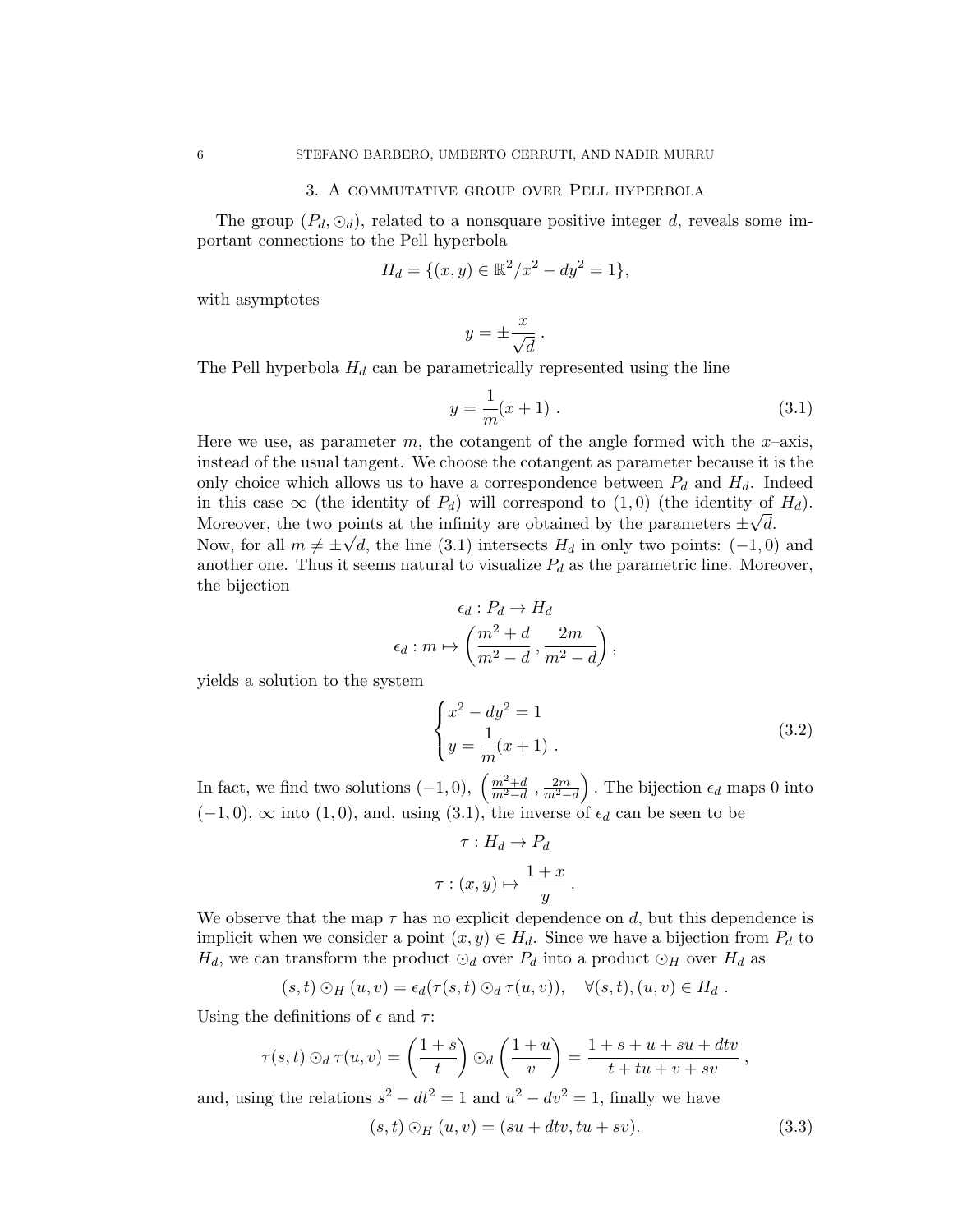## 3. A commutative group over Pell hyperbola

The group $(P_d, \odot_d)$, related to a nonsquare positive integer $d$, reveals some important connections to the Pell hyperbola

$$H_d = \{(x, y) \in \mathbb{R}^2 / x^2 - dy^2 = 1\},$$

with asymptotes

$$y = \pm \frac{x}{\sqrt{d}} .$$

The Pell hyperbola $H_d$ can be parametrically represented using the line

$$y = \frac{1}{m}(x + 1) . \tag{3.1}$$

Here we use, as parameter $m$, the cotangent of the angle formed with the $x$–axis, instead of the usual tangent. We choose the cotangent as parameter because it is the only choice which allows us to have a correspondence between $P_d$ and $H_d$. Indeed in this case $\infty$ (the identity of $P_d$) will correspond to $(1, 0)$ (the identity of $H_d$). Moreover, the two points at the infinity are obtained by the parameters $\pm\sqrt{d}$.
Now, for all $m \neq \pm\sqrt{d}$, the line (3.1) intersects $H_d$ in only two points: $(-1, 0)$ and another one. Thus it seems natural to visualize $P_d$ as the parametric line. Moreover, the bijection

$$\epsilon_d : P_d \to H_d$$

$$\epsilon_d : m \mapsto \left( \frac{m^2 + d}{m^2 - d} , \frac{2m}{m^2 - d} \right),$$

yields a solution to the system

$$\begin{cases} x^2 - dy^2 = 1 \\ y = \dfrac{1}{m}(x + 1) . \end{cases} \tag{3.2}$$

In fact, we find two solutions $(-1, 0)$, $\left( \frac{m^2+d}{m^2-d} , \frac{2m}{m^2-d} \right)$. The bijection $\epsilon_d$ maps 0 into $(-1, 0)$, $\infty$ into $(1, 0)$, and, using (3.1), the inverse of $\epsilon_d$ can be seen to be

$$\tau : H_d \to P_d$$

$$\tau : (x, y) \mapsto \frac{1 + x}{y} .$$

We observe that the map $\tau$ has no explicit dependence on $d$, but this dependence is implicit when we consider a point $(x, y) \in H_d$. Since we have a bijection from $P_d$ to $H_d$, we can transform the product $\odot_d$ over $P_d$ into a product $\odot_H$ over $H_d$ as

$$(s, t) \odot_H (u, v) = \epsilon_d(\tau(s, t) \odot_d \tau(u, v)), \quad \forall (s, t), (u, v) \in H_d .$$

Using the definitions of $\epsilon$ and $\tau$:

$$\tau(s, t) \odot_d \tau(u, v) = \left( \frac{1 + s}{t} \right) \odot_d \left( \frac{1 + u}{v} \right) = \frac{1 + s + u + su + dtv}{t + tu + v + sv} ,$$

and, using the relations $s^2 - dt^2 = 1$ and $u^2 - dv^2 = 1$, finally we have

$$(s, t) \odot_H (u, v) = (su + dtv, tu + sv). \tag{3.3}$$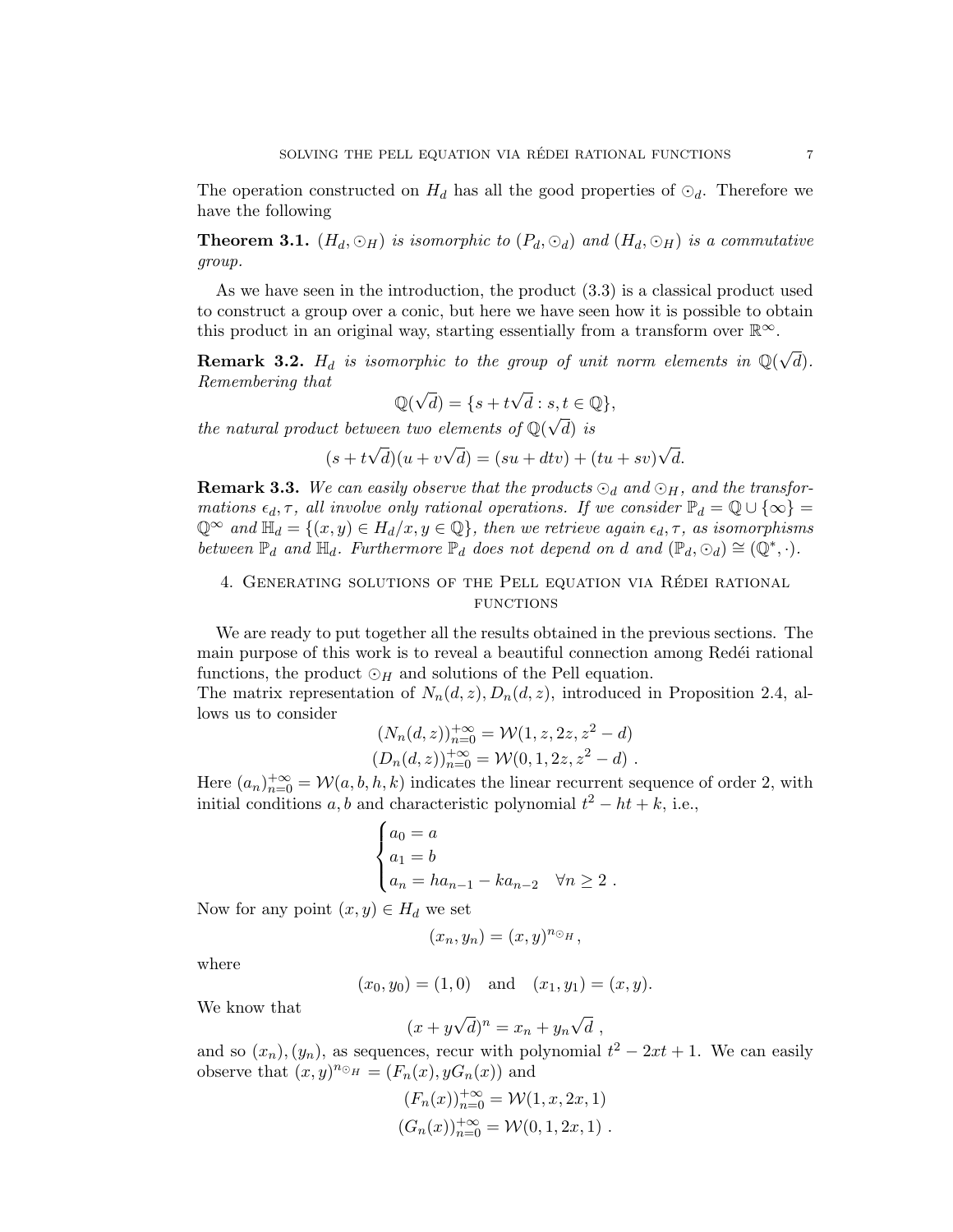The operation constructed on $H_d$ has all the good properties of $\odot_d$. Therefore we have the following

**Theorem 3.1.** *$(H_d, \odot_H)$ is isomorphic to $(P_d, \odot_d)$ and $(H_d, \odot_H)$ is a commutative group.*

As we have seen in the introduction, the product (3.3) is a classical product used to construct a group over a conic, but here we have seen how it is possible to obtain this product in an original way, starting essentially from a transform over $\mathbb{R}^\infty$.

**Remark 3.2.** *$H_d$ is isomorphic to the group of unit norm elements in $\mathbb{Q}(\sqrt{d})$. Remembering that*

$$\mathbb{Q}(\sqrt{d}) = \{s + t\sqrt{d} : s, t \in \mathbb{Q}\},$$

*the natural product between two elements of $\mathbb{Q}(\sqrt{d})$ is*

$$(s + t\sqrt{d})(u + v\sqrt{d}) = (su + dtv) + (tu + sv)\sqrt{d}.$$

**Remark 3.3.** *We can easily observe that the products $\odot_d$ and $\odot_H$, and the transformations $\epsilon_d, \tau$, all involve only rational operations. If we consider $\mathbb{P}_d = \mathbb{Q} \cup \{\infty\} = \mathbb{Q}^\infty$ and $\mathbb{H}_d = \{(x, y) \in H_d / x, y \in \mathbb{Q}\}$, then we retrieve again $\epsilon_d, \tau$, as isomorphisms between $\mathbb{P}_d$ and $\mathbb{H}_d$. Furthermore $\mathbb{P}_d$ does not depend on $d$ and $(\mathbb{P}_d, \odot_d) \cong (\mathbb{Q}^*, \cdot)$.*

## 4. Generating solutions of the Pell equation via Rédei rational functions

We are ready to put together all the results obtained in the previous sections. The main purpose of this work is to reveal a beautiful connection among Redéi rational functions, the product $\odot_H$ and solutions of the Pell equation.
The matrix representation of $N_n(d, z), D_n(d, z)$, introduced in Proposition 2.4, allows us to consider

$$(N_n(d, z))_{n=0}^{+\infty} = \mathcal{W}(1, z, 2z, z^2 - d)$$
$$(D_n(d, z))_{n=0}^{+\infty} = \mathcal{W}(0, 1, 2z, z^2 - d) \ .$$

Here $(a_n)_{n=0}^{+\infty} = \mathcal{W}(a, b, h, k)$ indicates the linear recurrent sequence of order 2, with initial conditions $a, b$ and characteristic polynomial $t^2 - ht + k$, i.e.,

$$\begin{cases} a_0 = a \\ a_1 = b \\ a_n = ha_{n-1} - ka_{n-2} \quad \forall n \geq 2 \ . \end{cases}$$

Now for any point $(x, y) \in H_d$ we set

$$(x_n, y_n) = (x, y)^{n_{\odot_H}},$$

where

$$(x_0, y_0) = (1, 0) \quad \text{and} \quad (x_1, y_1) = (x, y).$$

We know that

$$(x + y\sqrt{d})^n = x_n + y_n\sqrt{d} \ ,$$

and so $(x_n), (y_n)$, as sequences, recur with polynomial $t^2 - 2xt + 1$. We can easily observe that $(x, y)^{n_{\odot_H}} = (F_n(x), yG_n(x))$ and

$$(F_n(x))_{n=0}^{+\infty} = \mathcal{W}(1, x, 2x, 1)$$
$$(G_n(x))_{n=0}^{+\infty} = \mathcal{W}(0, 1, 2x, 1) \ .$$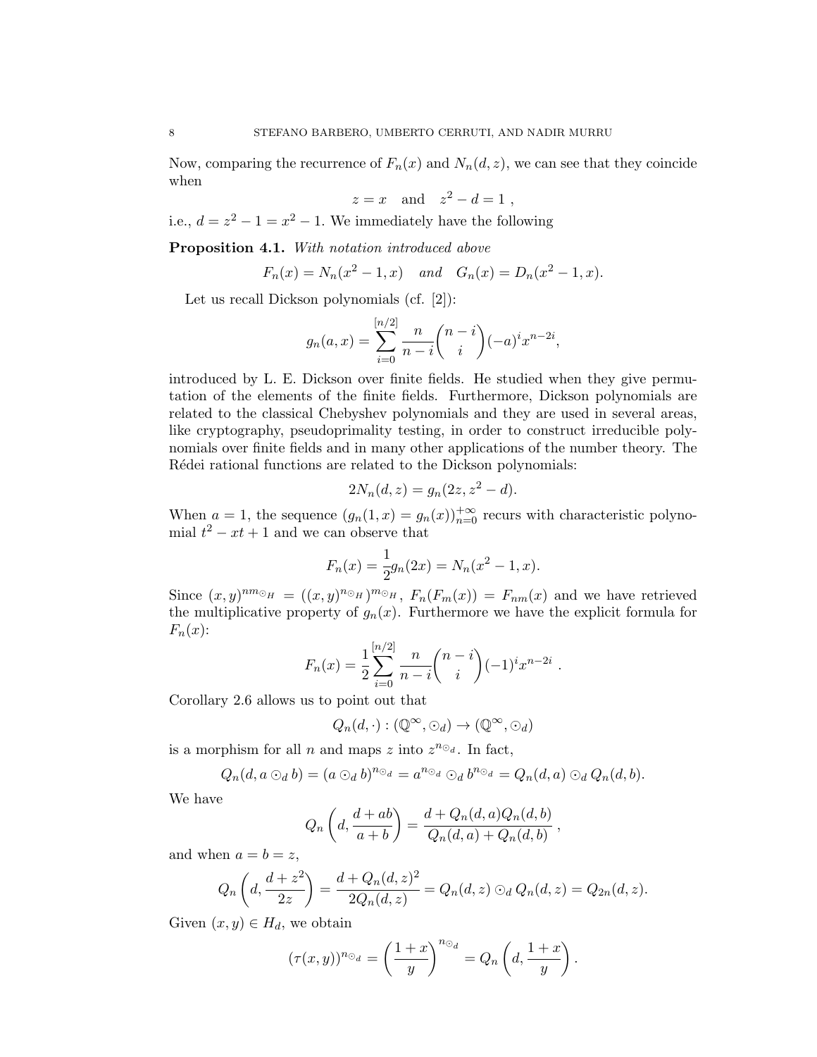Now, comparing the recurrence of $F_n(x)$ and $N_n(d,z)$, we can see that they coincide when

$$z = x \quad \text{and} \quad z^2 - d = 1 \ ,$$

i.e., $d = z^2 - 1 = x^2 - 1$. We immediately have the following

**Proposition 4.1.** *With notation introduced above*

$$F_n(x) = N_n(x^2-1, x) \quad \textit{and} \quad G_n(x) = D_n(x^2-1, x).$$

Let us recall Dickson polynomials (cf. [2]):

$$g_n(a,x) = \sum_{i=0}^{[n/2]} \frac{n}{n-i}\binom{n-i}{i}(-a)^i x^{n-2i},$$

introduced by L. E. Dickson over finite fields. He studied when they give permutation of the elements of the finite fields. Furthermore, Dickson polynomials are related to the classical Chebyshev polynomials and they are used in several areas, like cryptography, pseudoprimality testing, in order to construct irreducible polynomials over finite fields and in many other applications of the number theory. The Rédei rational functions are related to the Dickson polynomials:

$$2N_n(d,z) = g_n(2z, z^2-d).$$

When $a = 1$, the sequence $(g_n(1,x) = g_n(x))_{n=0}^{+\infty}$ recurs with characteristic polynomial $t^2 - xt + 1$ and we can observe that

$$F_n(x) = \frac{1}{2}g_n(2x) = N_n(x^2-1, x).$$

Since $(x,y)^{nm_{\odot_H}} = ((x,y)^{n_{\odot_H}})^{m_{\odot_H}}$, $F_n(F_m(x)) = F_{nm}(x)$ and we have retrieved the multiplicative property of $g_n(x)$. Furthermore we have the explicit formula for $F_n(x)$:

$$F_n(x) = \frac{1}{2}\sum_{i=0}^{[n/2]} \frac{n}{n-i}\binom{n-i}{i}(-1)^i x^{n-2i} \ .$$

Corollary 2.6 allows us to point out that

$$Q_n(d,\cdot) : (\mathbb{Q}^\infty, \odot_d) \to (\mathbb{Q}^\infty, \odot_d)$$

is a morphism for all $n$ and maps $z$ into $z^{n_{\odot_d}}$. In fact,

$$Q_n(d, a \odot_d b) = (a \odot_d b)^{n_{\odot_d}} = a^{n_{\odot_d}} \odot_d b^{n_{\odot_d}} = Q_n(d,a) \odot_d Q_n(d,b).$$

We have

$$Q_n\left(d, \frac{d+ab}{a+b}\right) = \frac{d + Q_n(d,a)Q_n(d,b)}{Q_n(d,a) + Q_n(d,b)} \ ,$$

and when $a = b = z$,

$$Q_n\left(d, \frac{d+z^2}{2z}\right) = \frac{d + Q_n(d,z)^2}{2Q_n(d,z)} = Q_n(d,z) \odot_d Q_n(d,z) = Q_{2n}(d,z).$$

Given $(x,y) \in H_d$, we obtain

$$(\tau(x,y))^{n_{\odot_d}} = \left(\frac{1+x}{y}\right)^{n_{\odot_d}} = Q_n\left(d, \frac{1+x}{y}\right).$$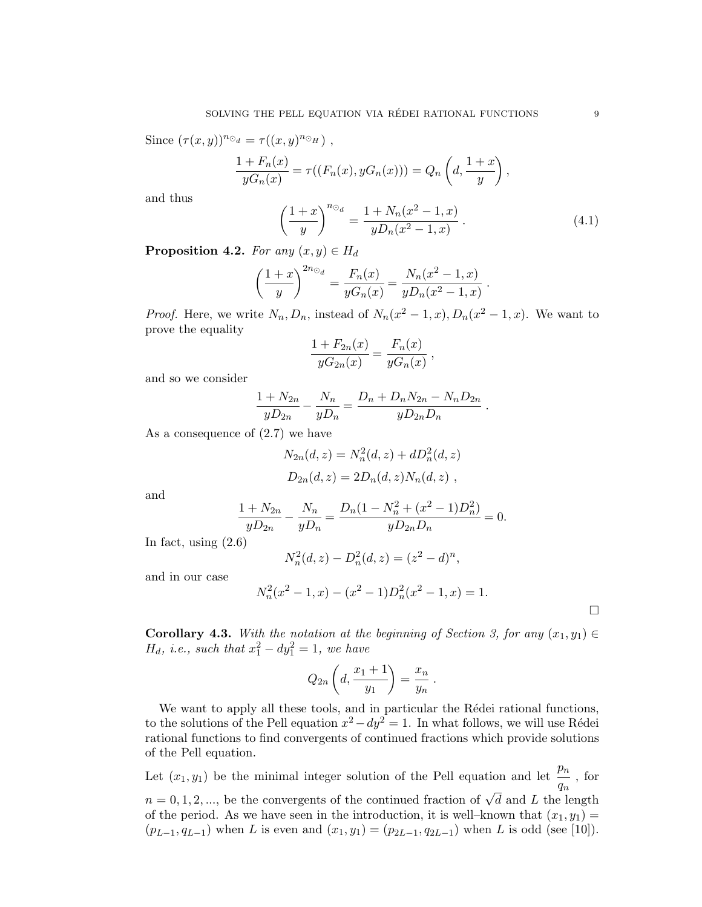Since $(\tau(x,y))^{n_{\odot_d}} = \tau((x,y)^{n_{\odot_H}})$ ,

$$\frac{1+F_n(x)}{yG_n(x)} = \tau((F_n(x), yG_n(x))) = Q_n\left(d, \frac{1+x}{y}\right),$$

and thus

$$\left(\frac{1+x}{y}\right)^{n_{\odot_d}} = \frac{1+N_n(x^2-1,x)}{yD_n(x^2-1,x)} \,. \tag{4.1}$$

**Proposition 4.2.** *For any* $(x,y) \in H_d$

$$\left(\frac{1+x}{y}\right)^{2n_{\odot_d}} = \frac{F_n(x)}{yG_n(x)} = \frac{N_n(x^2-1,x)}{yD_n(x^2-1,x)} \,.$$

*Proof.* Here, we write $N_n, D_n$, instead of $N_n(x^2-1,x), D_n(x^2-1,x)$. We want to prove the equality

$$\frac{1+F_{2n}(x)}{yG_{2n}(x)} = \frac{F_n(x)}{yG_n(x)} \,,$$

and so we consider

$$\frac{1+N_{2n}}{yD_{2n}} - \frac{N_n}{yD_n} = \frac{D_n + D_nN_{2n} - N_nD_{2n}}{yD_{2n}D_n} \,.$$

As a consequence of (2.7) we have

$$N_{2n}(d,z) = N_n^2(d,z) + dD_n^2(d,z)$$

$$D_{2n}(d,z) = 2D_n(d,z)N_n(d,z) \,,$$

and

$$\frac{1+N_{2n}}{yD_{2n}} - \frac{N_n}{yD_n} = \frac{D_n(1-N_n^2+(x^2-1)D_n^2)}{yD_{2n}D_n} = 0.$$

In fact, using (2.6)

$$N_n^2(d,z) - D_n^2(d,z) = (z^2-d)^n,$$

and in our case

$$N_n^2(x^2-1,x) - (x^2-1)D_n^2(x^2-1,x) = 1.$$

□

**Corollary 4.3.** *With the notation at the beginning of Section 3, for any* $(x_1,y_1) \in H_d$*, i.e., such that* $x_1^2 - dy_1^2 = 1$*, we have*

$$Q_{2n}\left(d, \frac{x_1+1}{y_1}\right) = \frac{x_n}{y_n} \,.$$

We want to apply all these tools, and in particular the Rédei rational functions, to the solutions of the Pell equation $x^2 - dy^2 = 1$. In what follows, we will use Rédei rational functions to find convergents of continued fractions which provide solutions of the Pell equation.

Let $(x_1,y_1)$ be the minimal integer solution of the Pell equation and let $\frac{p_n}{q_n}$ , for $n = 0,1,2,...$, be the convergents of the continued fraction of $\sqrt{d}$ and $L$ the length of the period. As we have seen in the introduction, it is well–known that $(x_1,y_1) = (p_{L-1}, q_{L-1})$ when $L$ is even and $(x_1,y_1) = (p_{2L-1}, q_{2L-1})$ when $L$ is odd (see [10]).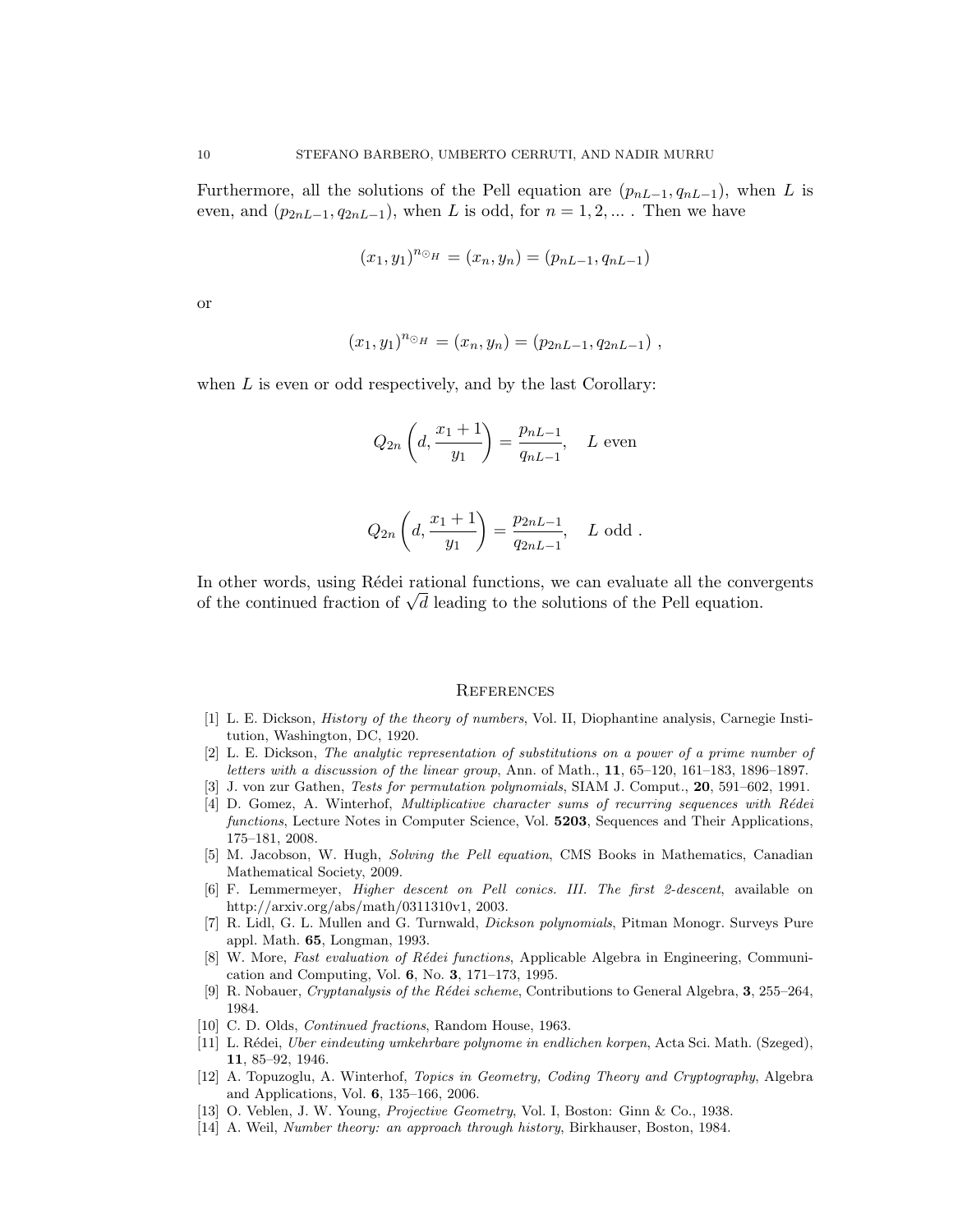Furthermore, all the solutions of the Pell equation are $(p_{nL-1}, q_{nL-1})$, when $L$ is even, and $(p_{2nL-1}, q_{2nL-1})$, when $L$ is odd, for $n = 1, 2, \dots$ . Then we have

$$(x_1, y_1)^{n_{\odot_H}} = (x_n, y_n) = (p_{nL-1}, q_{nL-1})$$

or

$$(x_1, y_1)^{n_{\odot_H}} = (x_n, y_n) = (p_{2nL-1}, q_{2nL-1}) \ ,$$

when $L$ is even or odd respectively, and by the last Corollary:

$$Q_{2n}\left(d, \frac{x_1 + 1}{y_1}\right) = \frac{p_{nL-1}}{q_{nL-1}}, \quad L \text{ even}$$

$$Q_{2n}\left(d, \frac{x_1 + 1}{y_1}\right) = \frac{p_{2nL-1}}{q_{2nL-1}}, \quad L \text{ odd} \ .$$

In other words, using Rédei rational functions, we can evaluate all the convergents of the continued fraction of $\sqrt{d}$ leading to the solutions of the Pell equation.

## References

[1] L. E. Dickson, *History of the theory of numbers*, Vol. II, Diophantine analysis, Carnegie Institution, Washington, DC, 1920.

[2] L. E. Dickson, *The analytic representation of substitutions on a power of a prime number of letters with a discussion of the linear group*, Ann. of Math., **11**, 65–120, 161–183, 1896–1897.

[3] J. von zur Gathen, *Tests for permutation polynomials*, SIAM J. Comput., **20**, 591–602, 1991.

[4] D. Gomez, A. Winterhof, *Multiplicative character sums of recurring sequences with Rédei functions*, Lecture Notes in Computer Science, Vol. **5203**, Sequences and Their Applications, 175–181, 2008.

[5] M. Jacobson, W. Hugh, *Solving the Pell equation*, CMS Books in Mathematics, Canadian Mathematical Society, 2009.

[6] F. Lemmermeyer, *Higher descent on Pell conics. III. The first 2-descent*, available on http://arxiv.org/abs/math/0311310v1, 2003.

[7] R. Lidl, G. L. Mullen and G. Turnwald, *Dickson polynomials*, Pitman Monogr. Surveys Pure appl. Math. **65**, Longman, 1993.

[8] W. More, *Fast evaluation of Rédei functions*, Applicable Algebra in Engineering, Communication and Computing, Vol. **6**, No. **3**, 171–173, 1995.

[9] R. Nobauer, *Cryptanalysis of the Rédei scheme*, Contributions to General Algebra, **3**, 255–264, 1984.

[10] C. D. Olds, *Continued fractions*, Random House, 1963.

[11] L. Rédei, *Uber eindeuting umkehrbare polynome in endlichen korpen*, Acta Sci. Math. (Szeged), **11**, 85–92, 1946.

[12] A. Topuzoglu, A. Winterhof, *Topics in Geometry, Coding Theory and Cryptography*, Algebra and Applications, Vol. **6**, 135–166, 2006.

[13] O. Veblen, J. W. Young, *Projective Geometry*, Vol. I, Boston: Ginn & Co., 1938.

[14] A. Weil, *Number theory: an approach through history*, Birkhauser, Boston, 1984.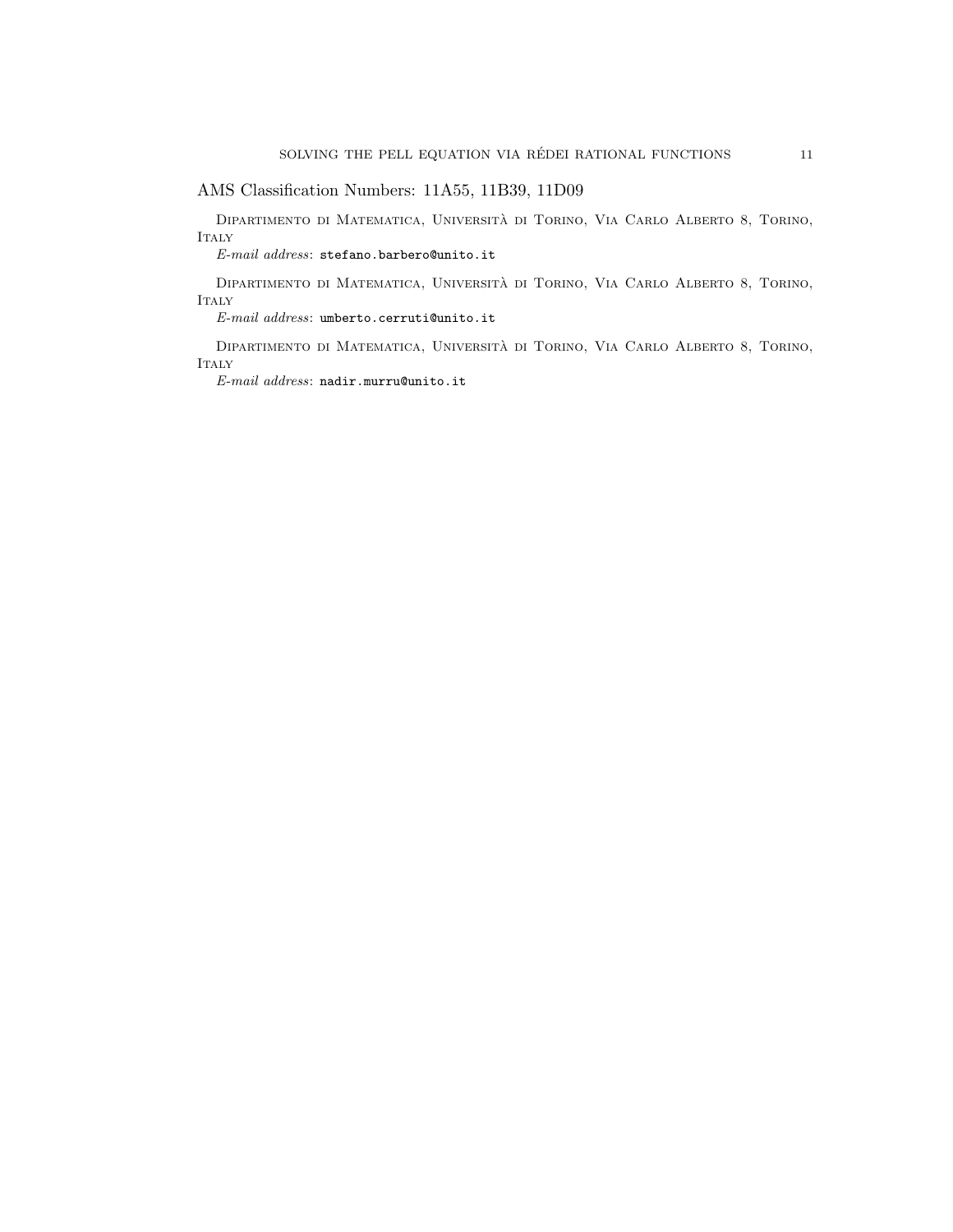AMS Classification Numbers: 11A55, 11B39, 11D09

Dipartimento di Matematica, Università di Torino, Via Carlo Alberto 8, Torino, Italy

*E-mail address*: stefano.barbero@unito.it

Dipartimento di Matematica, Università di Torino, Via Carlo Alberto 8, Torino, Italy

*E-mail address*: umberto.cerruti@unito.it

Dipartimento di Matematica, Università di Torino, Via Carlo Alberto 8, Torino, Italy

*E-mail address*: nadir.murru@unito.it